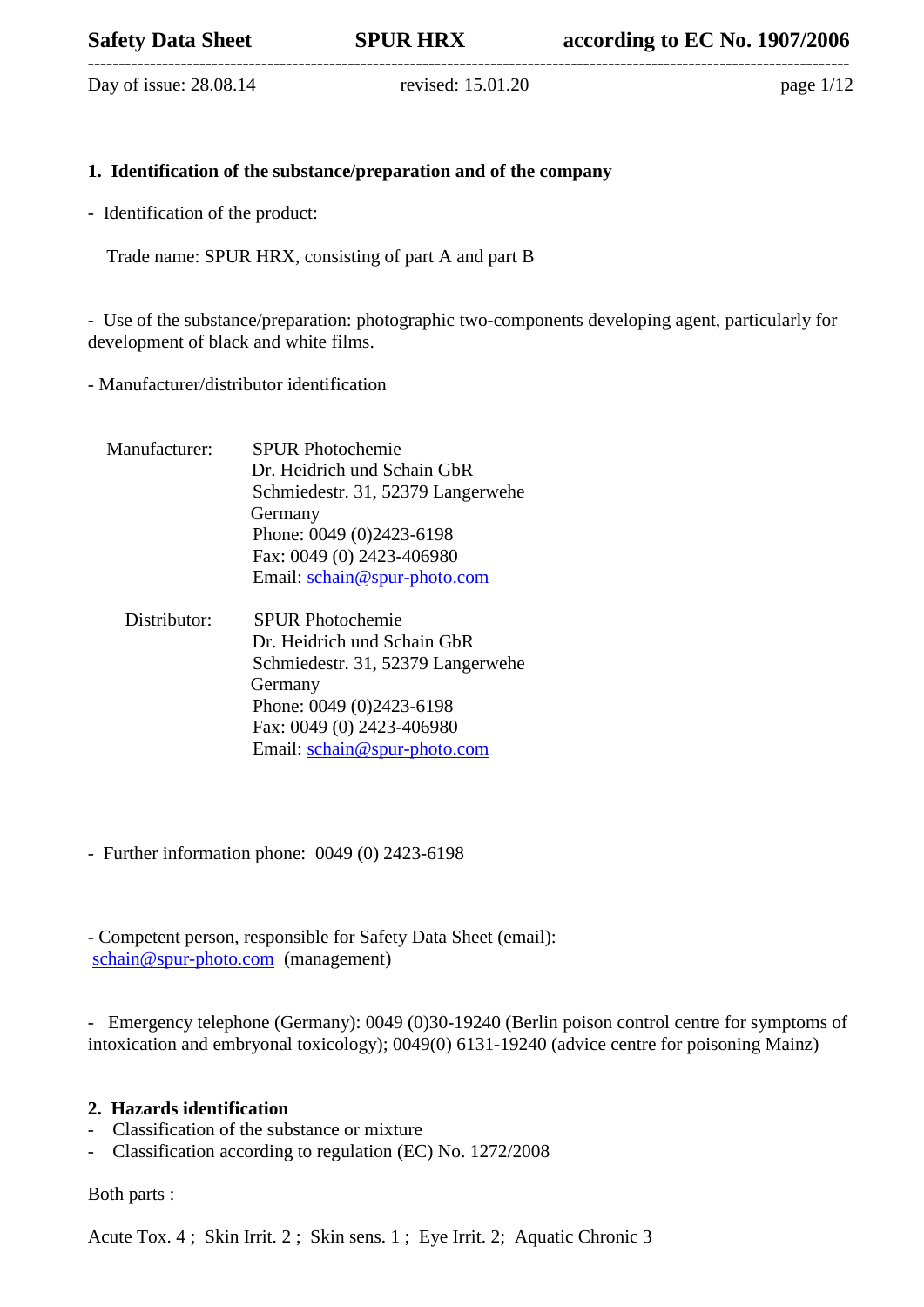## 1. Identification of the substance/preparation and of the company

- Identification of the product:

  Trade name: SPUR HRX, consisting of part A and part B

- Use of the substance/preparation: photographic two-components developing agent, particularly for development of black and white films.

- Manufacturer/distributor identification

Manufacturer:
SPUR Photochemie
Dr. Heidrich und Schain GbR
Schmiedestr. 31, 52379 Langerwehe
Germany
Phone: 0049 (0)2423-6198
Fax: 0049 (0) 2423-406980
Email: schain@spur-photo.com

Distributor:
SPUR Photochemie
Dr. Heidrich und Schain GbR
Schmiedestr. 31, 52379 Langerwehe
Germany
Phone: 0049 (0)2423-6198
Fax: 0049 (0) 2423-406980
Email: schain@spur-photo.com

- Further information phone: 0049 (0) 2423-6198

- Competent person, responsible for Safety Data Sheet (email):
schain@spur-photo.com (management)

- Emergency telephone (Germany): 0049 (0)30-19240 (Berlin poison control centre for symptoms of intoxication and embryonal toxicology); 0049(0) 6131-19240 (advice centre for poisoning Mainz)

## 2. Hazards identification

- Classification of the substance or mixture
- Classification according to regulation (EC) No. 1272/2008

Both parts :

Acute Tox. 4 ; Skin Irrit. 2 ; Skin sens. 1 ; Eye Irrit. 2; Aquatic Chronic 3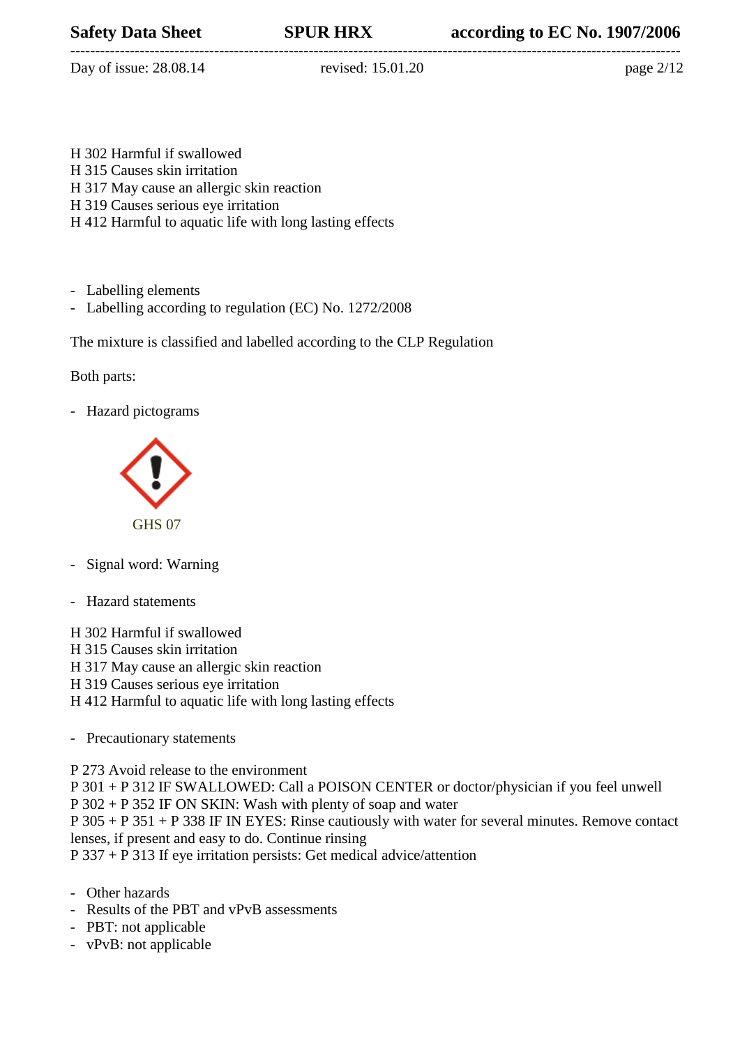H 302 Harmful if swallowed
H 315 Causes skin irritation
H 317 May cause an allergic skin reaction
H 319 Causes serious eye irritation
H 412 Harmful to aquatic life with long lasting effects

- Labelling elements
- Labelling according to regulation (EC) No. 1272/2008

The mixture is classified and labelled according to the CLP Regulation

Both parts:

- Hazard pictograms

GHS 07

- Signal word: Warning

- Hazard statements

H 302 Harmful if swallowed
H 315 Causes skin irritation
H 317 May cause an allergic skin reaction
H 319 Causes serious eye irritation
H 412 Harmful to aquatic life with long lasting effects

- Precautionary statements

P 273 Avoid release to the environment
P 301 + P 312 IF SWALLOWED: Call a POISON CENTER or doctor/physician if you feel unwell
P 302 + P 352 IF ON SKIN: Wash with plenty of soap and water
P 305 + P 351 + P 338 IF IN EYES: Rinse cautiously with water for several minutes. Remove contact lenses, if present and easy to do. Continue rinsing
P 337 + P 313 If eye irritation persists: Get medical advice/attention

- Other hazards
- Results of the PBT and vPvB assessments
- PBT: not applicable
- vPvB: not applicable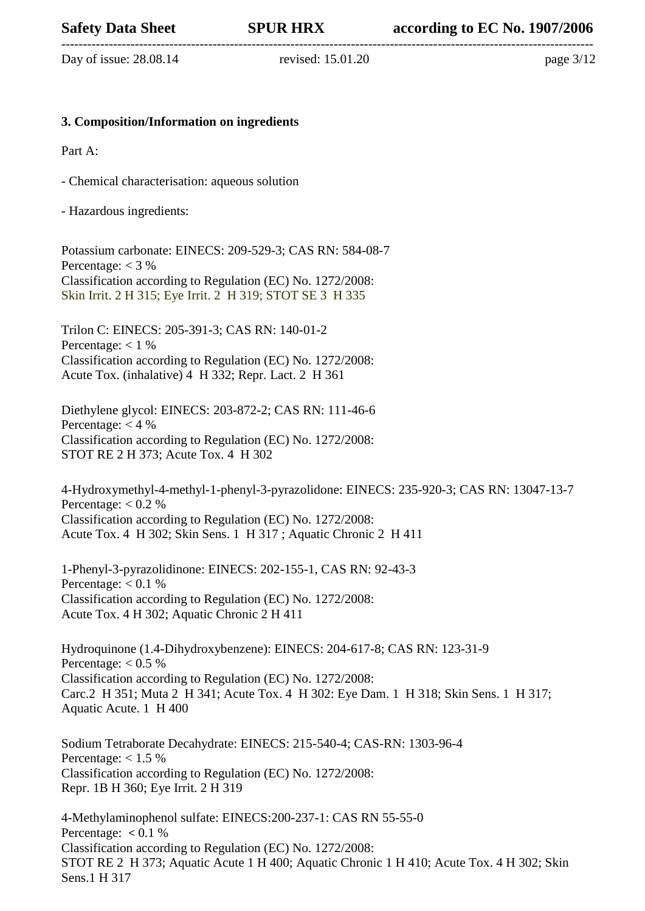### 3. Composition/Information on ingredients

Part A:

- Chemical characterisation: aqueous solution

- Hazardous ingredients:

Potassium carbonate: EINECS: 209-529-3; CAS RN: 584-08-7
Percentage: < 3 %
Classification according to Regulation (EC) No. 1272/2008:
Skin Irrit. 2 H 315; Eye Irrit. 2 H 319; STOT SE 3 H 335

Trilon C: EINECS: 205-391-3; CAS RN: 140-01-2
Percentage: < 1 %
Classification according to Regulation (EC) No. 1272/2008:
Acute Tox. (inhalative) 4 H 332; Repr. Lact. 2 H 361

Diethylene glycol: EINECS: 203-872-2; CAS RN: 111-46-6
Percentage: < 4 %
Classification according to Regulation (EC) No. 1272/2008:
STOT RE 2 H 373; Acute Tox. 4 H 302

4-Hydroxymethyl-4-methyl-1-phenyl-3-pyrazolidone: EINECS: 235-920-3; CAS RN: 13047-13-7
Percentage: < 0.2 %
Classification according to Regulation (EC) No. 1272/2008:
Acute Tox. 4 H 302; Skin Sens. 1 H 317 ; Aquatic Chronic 2 H 411

1-Phenyl-3-pyrazolidinone: EINECS: 202-155-1, CAS RN: 92-43-3
Percentage: < 0.1 %
Classification according to Regulation (EC) No. 1272/2008:
Acute Tox. 4 H 302; Aquatic Chronic 2 H 411

Hydroquinone (1.4-Dihydroxybenzene): EINECS: 204-617-8; CAS RN: 123-31-9
Percentage: < 0.5 %
Classification according to Regulation (EC) No. 1272/2008:
Carc.2 H 351; Muta 2 H 341; Acute Tox. 4 H 302: Eye Dam. 1 H 318; Skin Sens. 1 H 317;
Aquatic Acute. 1 H 400

Sodium Tetraborate Decahydrate: EINECS: 215-540-4; CAS-RN: 1303-96-4
Percentage: < 1.5 %
Classification according to Regulation (EC) No. 1272/2008:
Repr. 1B H 360; Eye Irrit. 2 H 319

4-Methylaminophenol sulfate: EINECS:200-237-1: CAS RN 55-55-0
Percentage: < 0.1 %
Classification according to Regulation (EC) No. 1272/2008:
STOT RE 2 H 373; Aquatic Acute 1 H 400; Aquatic Chronic 1 H 410; Acute Tox. 4 H 302; Skin Sens.1 H 317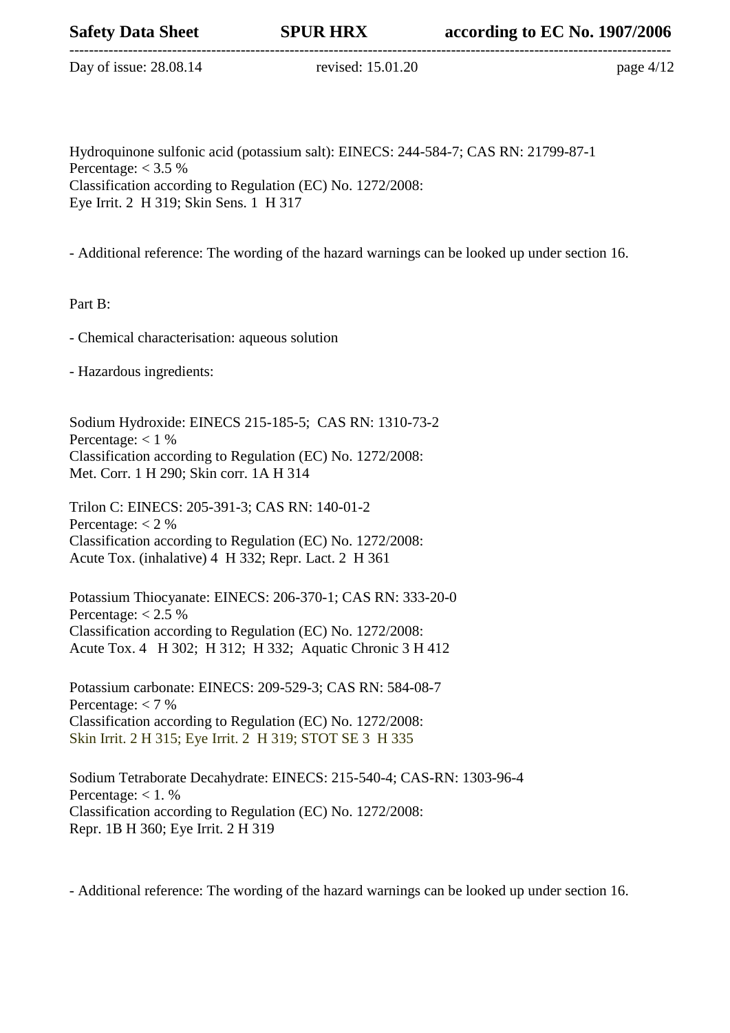Hydroquinone sulfonic acid (potassium salt): EINECS: 244-584-7; CAS RN: 21799-87-1
Percentage: < 3.5 %
Classification according to Regulation (EC) No. 1272/2008:
Eye Irrit. 2 H 319; Skin Sens. 1 H 317

- Additional reference: The wording of the hazard warnings can be looked up under section 16.

Part B:

- Chemical characterisation: aqueous solution

- Hazardous ingredients:

Sodium Hydroxide: EINECS 215-185-5; CAS RN: 1310-73-2
Percentage: < 1 %
Classification according to Regulation (EC) No. 1272/2008:
Met. Corr. 1 H 290; Skin corr. 1A H 314

Trilon C: EINECS: 205-391-3; CAS RN: 140-01-2
Percentage: < 2 %
Classification according to Regulation (EC) No. 1272/2008:
Acute Tox. (inhalative) 4 H 332; Repr. Lact. 2 H 361

Potassium Thiocyanate: EINECS: 206-370-1; CAS RN: 333-20-0
Percentage: < 2.5 %
Classification according to Regulation (EC) No. 1272/2008:
Acute Tox. 4 H 302; H 312; H 332; Aquatic Chronic 3 H 412

Potassium carbonate: EINECS: 209-529-3; CAS RN: 584-08-7
Percentage: < 7 %
Classification according to Regulation (EC) No. 1272/2008:
Skin Irrit. 2 H 315; Eye Irrit. 2 H 319; STOT SE 3 H 335

Sodium Tetraborate Decahydrate: EINECS: 215-540-4; CAS-RN: 1303-96-4
Percentage: < 1. %
Classification according to Regulation (EC) No. 1272/2008:
Repr. 1B H 360; Eye Irrit. 2 H 319

- Additional reference: The wording of the hazard warnings can be looked up under section 16.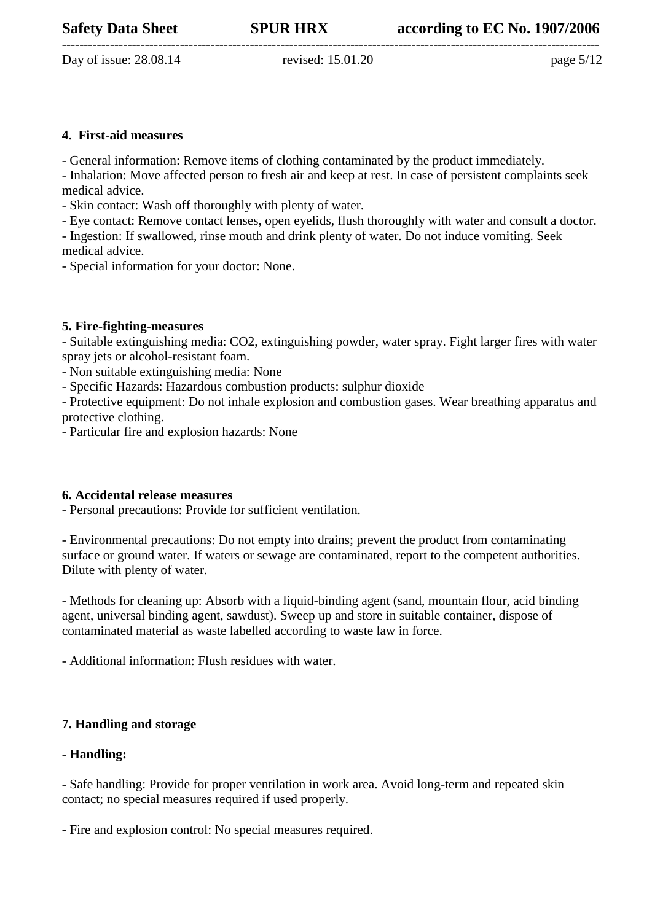## 4. First-aid measures

- General information: Remove items of clothing contaminated by the product immediately.
- Inhalation: Move affected person to fresh air and keep at rest. In case of persistent complaints seek medical advice.
- Skin contact: Wash off thoroughly with plenty of water.
- Eye contact: Remove contact lenses, open eyelids, flush thoroughly with water and consult a doctor.
- Ingestion: If swallowed, rinse mouth and drink plenty of water. Do not induce vomiting. Seek medical advice.
- Special information for your doctor: None.

## 5. Fire-fighting-measures

- Suitable extinguishing media: $CO_2$, extinguishing powder, water spray. Fight larger fires with water spray jets or alcohol-resistant foam.
- Non suitable extinguishing media: None
- Specific Hazards: Hazardous combustion products: sulphur dioxide
- Protective equipment: Do not inhale explosion and combustion gases. Wear breathing apparatus and protective clothing.
- Particular fire and explosion hazards: None

## 6. Accidental release measures

- Personal precautions: Provide for sufficient ventilation.

- Environmental precautions: Do not empty into drains; prevent the product from contaminating surface or ground water. If waters or sewage are contaminated, report to the competent authorities. Dilute with plenty of water.

- Methods for cleaning up: Absorb with a liquid-binding agent (sand, mountain flour, acid binding agent, universal binding agent, sawdust). Sweep up and store in suitable container, dispose of contaminated material as waste labelled according to waste law in force.

- Additional information: Flush residues with water.

## 7. Handling and storage

**- Handling:**

- Safe handling: Provide for proper ventilation in work area. Avoid long-term and repeated skin contact; no special measures required if used properly.

- Fire and explosion control: No special measures required.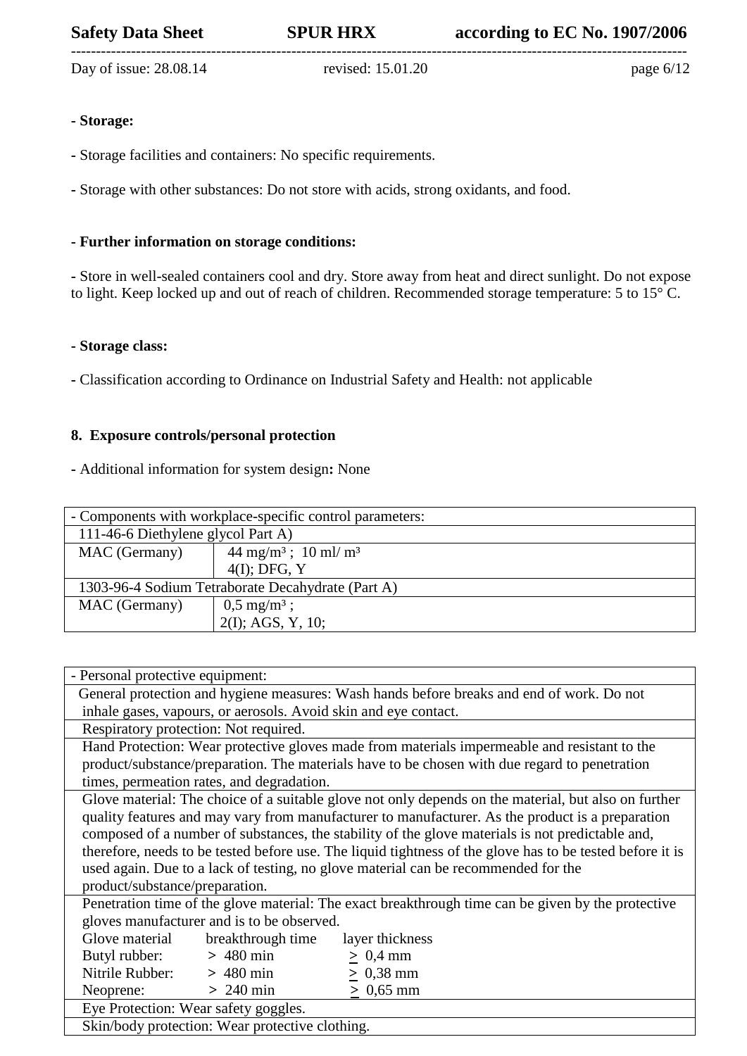**- Storage:**

**-** Storage facilities and containers: No specific requirements.

**-** Storage with other substances: Do not store with acids, strong oxidants, and food.

**- Further information on storage conditions:**

**-** Store in well-sealed containers cool and dry. Store away from heat and direct sunlight. Do not expose to light. Keep locked up and out of reach of children. Recommended storage temperature: 5 to 15° C.

**- Storage class:**

**-** Classification according to Ordinance on Industrial Safety and Health: not applicable

## 8. Exposure controls/personal protection

**-** Additional information for system design**:** None

| - Components with workplace-specific control parameters: | |
|---|---|
| 111-46-6 Diethylene glycol Part A) | |
| MAC (Germany) | 44 mg/m³ ; 10 ml/ m³<br>4(I); DFG, Y |
| 1303-96-4 Sodium Tetraborate Decahydrate (Part A) | |
| MAC (Germany) | 0,5 mg/m³ ;<br>2(I); AGS, Y, 10; |

| - Personal protective equipment: | | |
|---|---|---|
| General protection and hygiene measures: Wash hands before breaks and end of work. Do not inhale gases, vapours, or aerosols. Avoid skin and eye contact. | | |
| Respiratory protection: Not required. | | |
| Hand Protection: Wear protective gloves made from materials impermeable and resistant to the product/substance/preparation. The materials have to be chosen with due regard to penetration times, permeation rates, and degradation. | | |
| Glove material: The choice of a suitable glove not only depends on the material, but also on further quality features and may vary from manufacturer to manufacturer. As the product is a preparation composed of a number of substances, the stability of the glove materials is not predictable and, therefore, needs to be tested before use. The liquid tightness of the glove has to be tested before it is used again. Due to a lack of testing, no glove material can be recommended for the product/substance/preparation. | | |
| Penetration time of the glove material: The exact breakthrough time can be given by the protective gloves manufacturer and is to be observed. | | |
| Glove material | breakthrough time | layer thickness |
| Butyl rubber: | > 480 min | ≥ 0,4 mm |
| Nitrile Rubber: | > 480 min | ≥ 0,38 mm |
| Neoprene: | > 240 min | ≥ 0,65 mm |
| Eye Protection: Wear safety goggles. | | |
| Skin/body protection: Wear protective clothing. | | |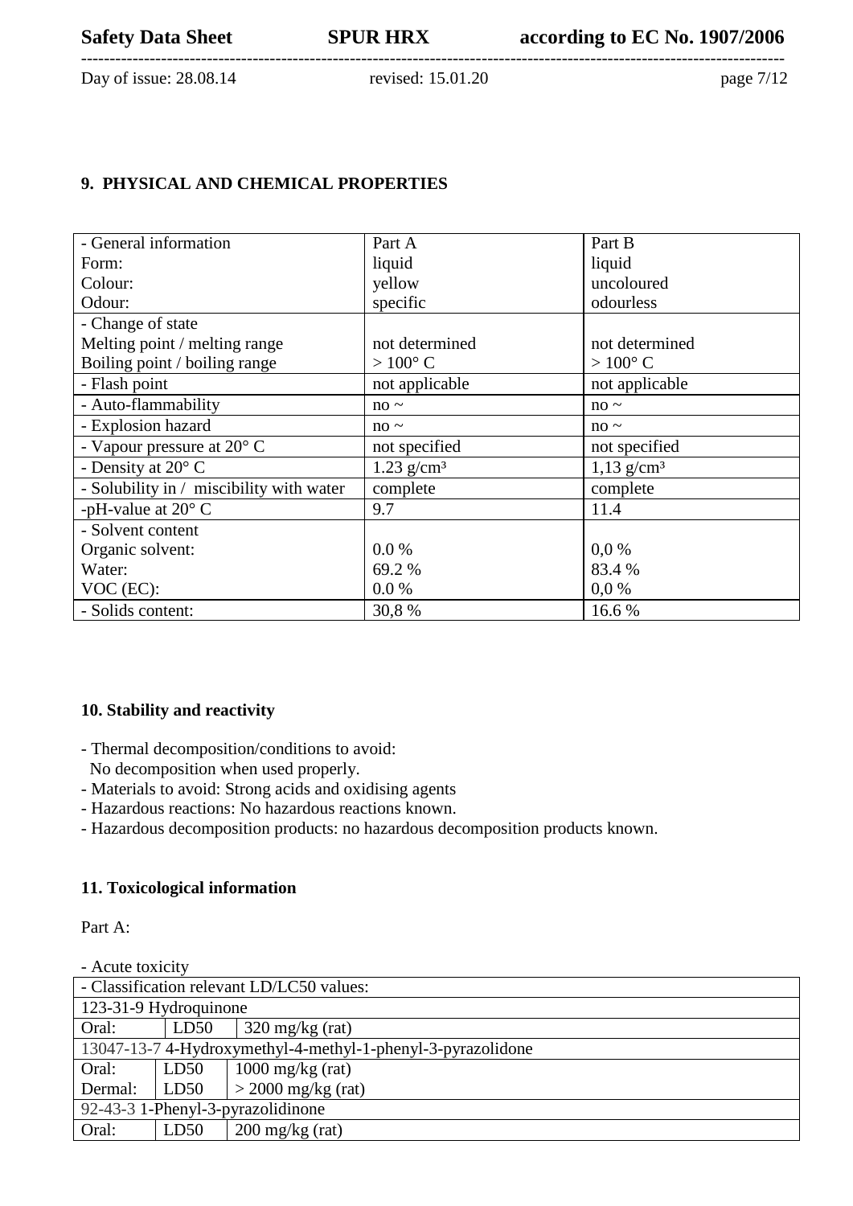## 9. PHYSICAL AND CHEMICAL PROPERTIES

| - General information | Part A | Part B |
|---|---|---|
| Form: | liquid | liquid |
| Colour: | yellow | uncoloured |
| Odour: | specific | odourless |
| - Change of state | | |
| Melting point / melting range | not determined | not determined |
| Boiling point / boiling range | > 100° C | > 100° C |
| - Flash point | not applicable | not applicable |
| - Auto-flammability | no ~ | no ~ |
| - Explosion hazard | no ~ | no ~ |
| - Vapour pressure at 20° C | not specified | not specified |
| - Density at 20° C | 1.23 g/cm³ | 1,13 g/cm³ |
| - Solubility in / miscibility with water | complete | complete |
| -pH-value at 20° C | 9.7 | 11.4 |
| - Solvent content | | |
| Organic solvent: | 0.0 % | 0,0 % |
| Water: | 69.2 % | 83.4 % |
| VOC (EC): | 0.0 % | 0,0 % |
| - Solids content: | 30,8 % | 16.6 % |

## 10. Stability and reactivity

- Thermal decomposition/conditions to avoid:
  No decomposition when used properly.
- Materials to avoid: Strong acids and oxidising agents
- Hazardous reactions: No hazardous reactions known.
- Hazardous decomposition products: no hazardous decomposition products known.

## 11. Toxicological information

Part A:

- Acute toxicity

| - Classification relevant LD/LC50 values: | | |
|---|---|---|
| 123-31-9 Hydroquinone | | |
| Oral: | LD50 | 320 mg/kg (rat) |
| 13047-13-7 4-Hydroxymethyl-4-methyl-1-phenyl-3-pyrazolidone | | |
| Oral: | LD50 | 1000 mg/kg (rat) |
| Dermal: | LD50 | > 2000 mg/kg (rat) |
| 92-43-3 1-Phenyl-3-pyrazolidinone | | |
| Oral: | LD50 | 200 mg/kg (rat) |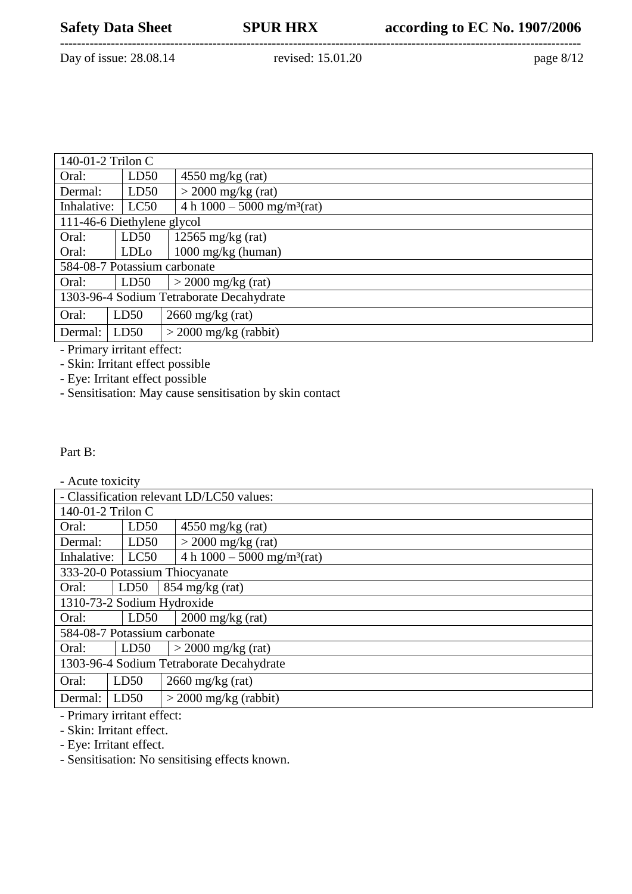| 140-01-2 Trilon C | | |
|---|---|---|
| Oral: | LD50 | 4550 mg/kg (rat) |
| Dermal: | LD50 | > 2000 mg/kg (rat) |
| Inhalative: | LC50 | 4 h 1000 – 5000 mg/m³(rat) |
| 111-46-6 Diethylene glycol | | |
| Oral: | LD50 | 12565 mg/kg (rat) |
| Oral: | LDLo | 1000 mg/kg (human) |
| 584-08-7 Potassium carbonate | | |
| Oral: | LD50 | > 2000 mg/kg (rat) |
| 1303-96-4 Sodium Tetraborate Decahydrate | | |
| Oral: | LD50 | 2660 mg/kg (rat) |
| Dermal: | LD50 | > 2000 mg/kg (rabbit) |

- Primary irritant effect:
- Skin: Irritant effect possible
- Eye: Irritant effect possible
- Sensitisation: May cause sensitisation by skin contact

Part B:

- Acute toxicity

| - Classification relevant LD/LC50 values: | | |
|---|---|---|
| 140-01-2 Trilon C | | |
| Oral: | LD50 | 4550 mg/kg (rat) |
| Dermal: | LD50 | > 2000 mg/kg (rat) |
| Inhalative: | LC50 | 4 h 1000 – 5000 mg/m³(rat) |
| 333-20-0 Potassium Thiocyanate | | |
| Oral: | LD50 | 854 mg/kg (rat) |
| 1310-73-2 Sodium Hydroxide | | |
| Oral: | LD50 | 2000 mg/kg (rat) |
| 584-08-7 Potassium carbonate | | |
| Oral: | LD50 | > 2000 mg/kg (rat) |
| 1303-96-4 Sodium Tetraborate Decahydrate | | |
| Oral: | LD50 | 2660 mg/kg (rat) |
| Dermal: | LD50 | > 2000 mg/kg (rabbit) |

- Primary irritant effect:
- Skin: Irritant effect.
- Eye: Irritant effect.
- Sensitisation: No sensitising effects known.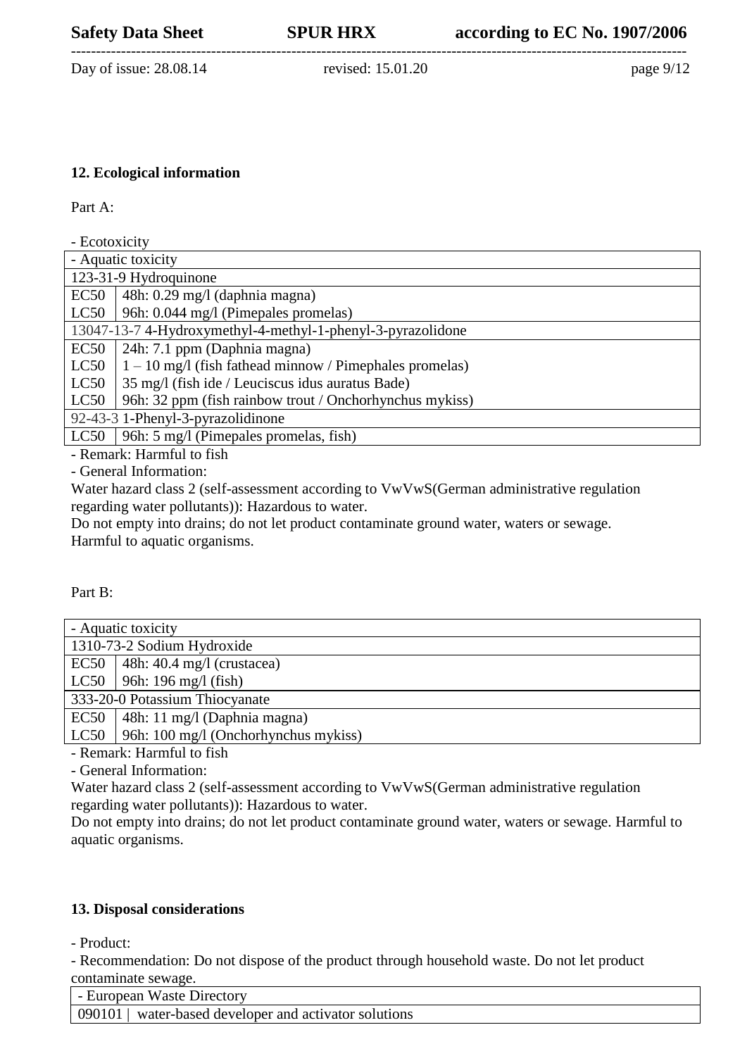## 12. Ecological information

Part A:

- Ecotoxicity

| - Aquatic toxicity | |
|---|---|
| 123-31-9 Hydroquinone | |
| EC50 | 48h: 0.29 mg/l (daphnia magna) |
| LC50 | 96h: 0.044 mg/l (Pimepales promelas) |
| 13047-13-7 4-Hydroxymethyl-4-methyl-1-phenyl-3-pyrazolidone | |
| EC50 | 24h: 7.1 ppm (Daphnia magna) |
| LC50 | 1 – 10 mg/l (fish fathead minnow / Pimephales promelas) |
| LC50 | 35 mg/l (fish ide / Leuciscus idus auratus Bade) |
| LC50 | 96h: 32 ppm (fish rainbow trout / Onchorhynchus mykiss) |
| 92-43-3 1-Phenyl-3-pyrazolidinone | |
| LC50 | 96h: 5 mg/l (Pimepales promelas, fish) |

- Remark: Harmful to fish
- General Information:

Water hazard class 2 (self-assessment according to VwVwS(German administrative regulation regarding water pollutants)): Hazardous to water.
Do not empty into drains; do not let product contaminate ground water, waters or sewage.
Harmful to aquatic organisms.

Part B:

| - Aquatic toxicity | |
|---|---|
| 1310-73-2 Sodium Hydroxide | |
| EC50 | 48h: 40.4 mg/l (crustacea) |
| LC50 | 96h: 196 mg/l (fish) |
| 333-20-0 Potassium Thiocyanate | |
| EC50 | 48h: 11 mg/l (Daphnia magna) |
| LC50 | 96h: 100 mg/l (Onchorhynchus mykiss) |

- Remark: Harmful to fish
- General Information:

Water hazard class 2 (self-assessment according to VwVwS(German administrative regulation regarding water pollutants)): Hazardous to water.
Do not empty into drains; do not let product contaminate ground water, waters or sewage. Harmful to aquatic organisms.

## 13. Disposal considerations

- Product:
- Recommendation: Do not dispose of the product through household waste. Do not let product contaminate sewage.

| - European Waste Directory | |
|---|---|
| 090101 | water-based developer and activator solutions |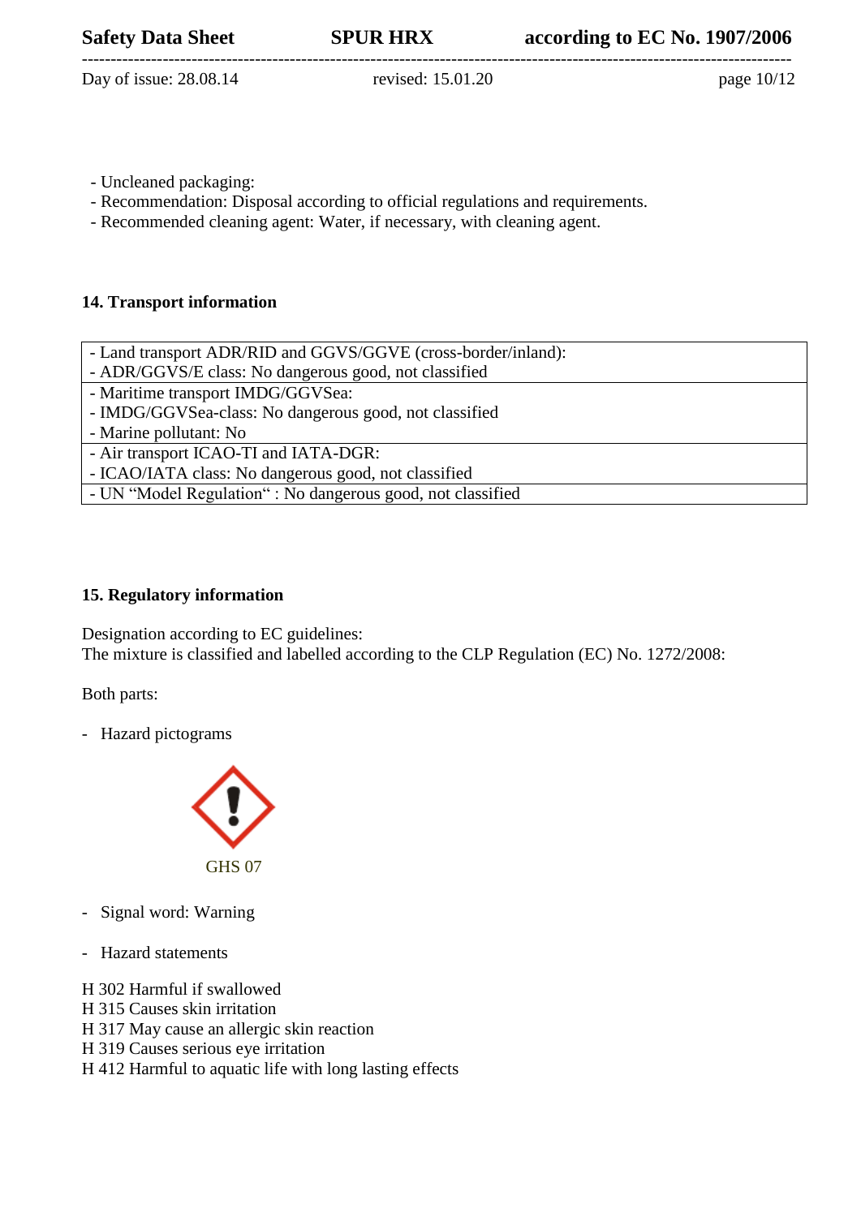- Uncleaned packaging:
- Recommendation: Disposal according to official regulations and requirements.
- Recommended cleaning agent: Water, if necessary, with cleaning agent.

## 14. Transport information

| |
|---|
| - Land transport ADR/RID and GGVS/GGVE (cross-border/inland):<br>- ADR/GGVS/E class: No dangerous good, not classified |
| - Maritime transport IMDG/GGVSea:<br>- IMDG/GGVSea-class: No dangerous good, not classified<br>- Marine pollutant: No |
| - Air transport ICAO-TI and IATA-DGR:<br>- ICAO/IATA class: No dangerous good, not classified |
| - UN "Model Regulation" : No dangerous good, not classified |

## 15. Regulatory information

Designation according to EC guidelines:
The mixture is classified and labelled according to the CLP Regulation (EC) No. 1272/2008:

Both parts:

- Hazard pictograms

GHS 07

- Signal word: Warning

- Hazard statements

H 302 Harmful if swallowed
H 315 Causes skin irritation
H 317 May cause an allergic skin reaction
H 319 Causes serious eye irritation
H 412 Harmful to aquatic life with long lasting effects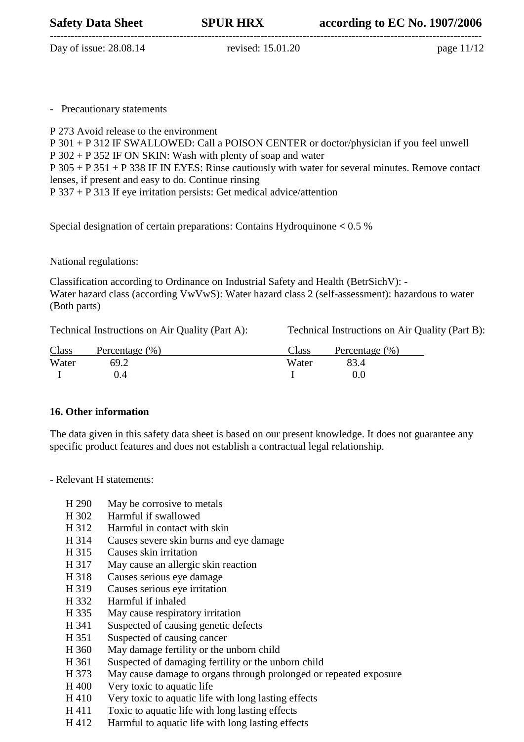- Precautionary statements

P 273 Avoid release to the environment
P 301 + P 312 IF SWALLOWED: Call a POISON CENTER or doctor/physician if you feel unwell
P 302 + P 352 IF ON SKIN: Wash with plenty of soap and water
P 305 + P 351 + P 338 IF IN EYES: Rinse cautiously with water for several minutes. Remove contact lenses, if present and easy to do. Continue rinsing
P 337 + P 313 If eye irritation persists: Get medical advice/attention

Special designation of certain preparations: Contains Hydroquinone **<** 0.5 %

National regulations:

Classification according to Ordinance on Industrial Safety and Health (BetrSichV): -
Water hazard class (according VwVwS): Water hazard class 2 (self-assessment): hazardous to water (Both parts)

Technical Instructions on Air Quality (Part A):

| Class | Percentage (%) |
|---|---|
| Water | 69.2 |
| I | 0.4 |

Technical Instructions on Air Quality (Part B):

| Class | Percentage (%) |
|---|---|
| Water | 83.4 |
| I | 0.0 |

## 16. Other information

The data given in this safety data sheet is based on our present knowledge. It does not guarantee any specific product features and does not establish a contractual legal relationship.

- Relevant H statements:

| | |
|---|---|
| H 290 | May be corrosive to metals |
| H 302 | Harmful if swallowed |
| H 312 | Harmful in contact with skin |
| H 314 | Causes severe skin burns and eye damage |
| H 315 | Causes skin irritation |
| H 317 | May cause an allergic skin reaction |
| H 318 | Causes serious eye damage |
| H 319 | Causes serious eye irritation |
| H 332 | Harmful if inhaled |
| H 335 | May cause respiratory irritation |
| H 341 | Suspected of causing genetic defects |
| H 351 | Suspected of causing cancer |
| H 360 | May damage fertility or the unborn child |
| H 361 | Suspected of damaging fertility or the unborn child |
| H 373 | May cause damage to organs through prolonged or repeated exposure |
| H 400 | Very toxic to aquatic life |
| H 410 | Very toxic to aquatic life with long lasting effects |
| H 411 | Toxic to aquatic life with long lasting effects |
| H 412 | Harmful to aquatic life with long lasting effects |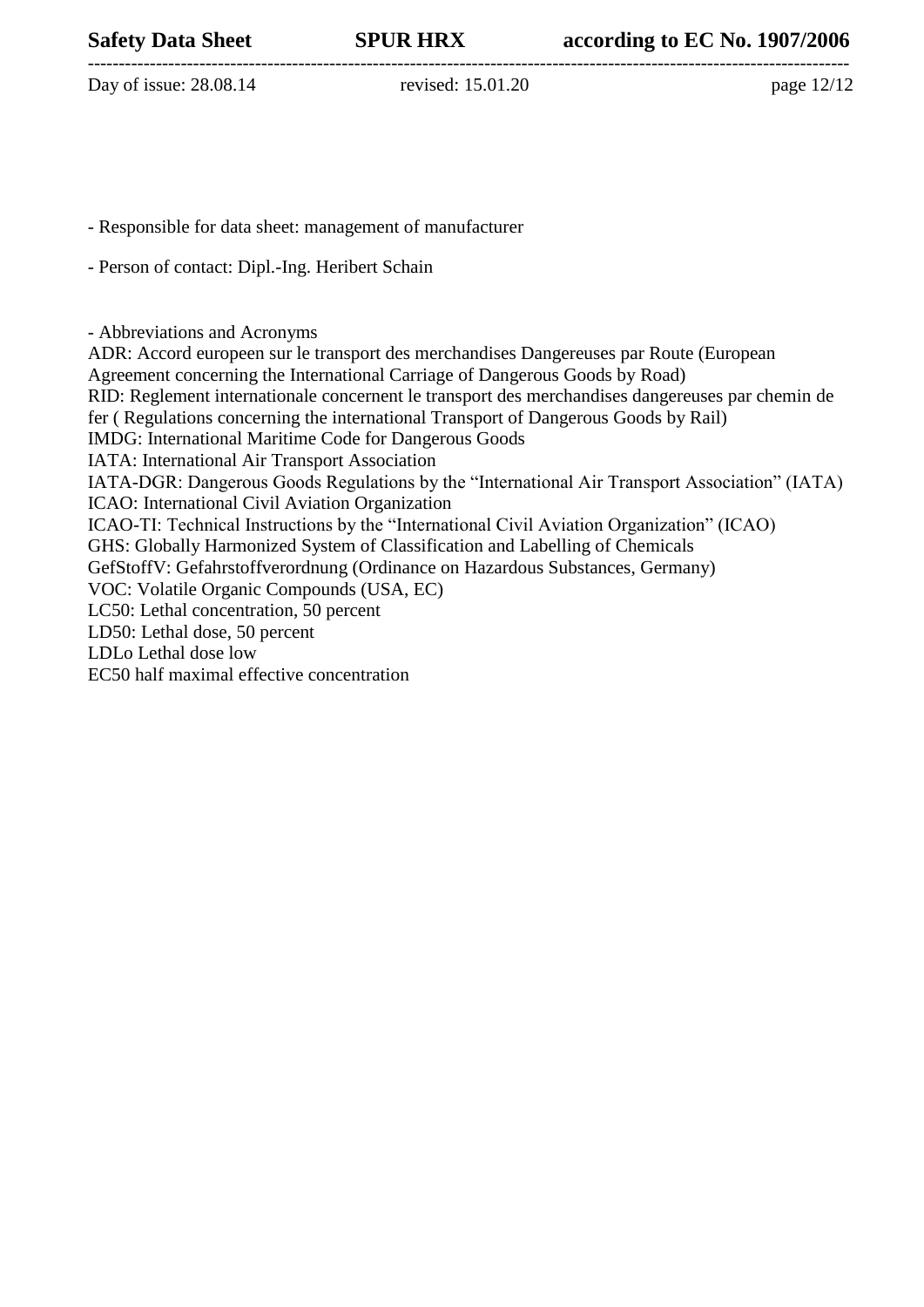- Responsible for data sheet: management of manufacturer

- Person of contact: Dipl.-Ing. Heribert Schain

- Abbreviations and Acronyms

ADR: Accord europeen sur le transport des merchandises Dangereuses par Route (European Agreement concerning the International Carriage of Dangerous Goods by Road)
RID: Reglement internationale concernent le transport des merchandises dangereuses par chemin de fer ( Regulations concerning the international Transport of Dangerous Goods by Rail)
IMDG: International Maritime Code for Dangerous Goods
IATA: International Air Transport Association
IATA-DGR: Dangerous Goods Regulations by the "International Air Transport Association" (IATA)
ICAO: International Civil Aviation Organization
ICAO-TI: Technical Instructions by the "International Civil Aviation Organization" (ICAO)
GHS: Globally Harmonized System of Classification and Labelling of Chemicals
GefStoffV: Gefahrstoffverordnung (Ordinance on Hazardous Substances, Germany)
VOC: Volatile Organic Compounds (USA, EC)
LC50: Lethal concentration, 50 percent
LD50: Lethal dose, 50 percent
LDLo Lethal dose low
EC50 half maximal effective concentration